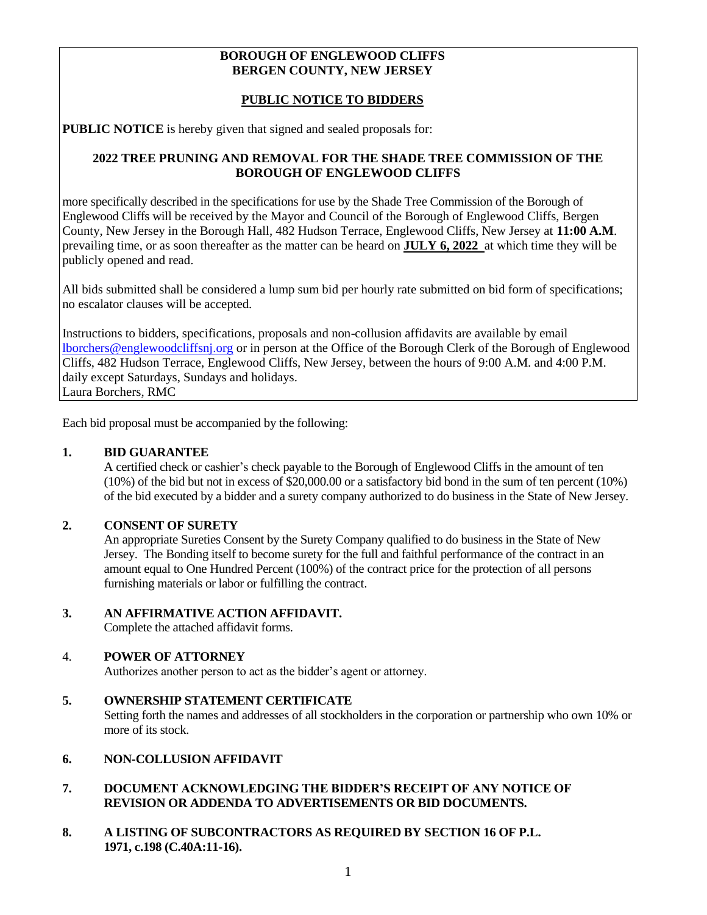**BOROUGH OF ENGLEWOOD CLIFFS**
**BERGEN COUNTY, NEW JERSEY**

**PUBLIC NOTICE TO BIDDERS**

**PUBLIC NOTICE** is hereby given that signed and sealed proposals for:

**2022 TREE PRUNING AND REMOVAL FOR THE SHADE TREE COMMISSION OF THE BOROUGH OF ENGLEWOOD CLIFFS**

more specifically described in the specifications for use by the Shade Tree Commission of the Borough of Englewood Cliffs will be received by the Mayor and Council of the Borough of Englewood Cliffs, Bergen County, New Jersey in the Borough Hall, 482 Hudson Terrace, Englewood Cliffs, New Jersey at **11:00 A.M**. prevailing time, or as soon thereafter as the matter can be heard on **JULY 6, 2022** at which time they will be publicly opened and read.

All bids submitted shall be considered a lump sum bid per hourly rate submitted on bid form of specifications; no escalator clauses will be accepted.

Instructions to bidders, specifications, proposals and non-collusion affidavits are available by email lborchers@englewoodcliffsnj.org or in person at the Office of the Borough Clerk of the Borough of Englewood Cliffs, 482 Hudson Terrace, Englewood Cliffs, New Jersey, between the hours of 9:00 A.M. and 4:00 P.M. daily except Saturdays, Sundays and holidays.
Laura Borchers, RMC

Each bid proposal must be accompanied by the following:

1. **BID GUARANTEE**
   A certified check or cashier's check payable to the Borough of Englewood Cliffs in the amount of ten (10%) of the bid but not in excess of $20,000.00 or a satisfactory bid bond in the sum of ten percent (10%) of the bid executed by a bidder and a surety company authorized to do business in the State of New Jersey.

2. **CONSENT OF SURETY**
   An appropriate Sureties Consent by the Surety Company qualified to do business in the State of New Jersey. The Bonding itself to become surety for the full and faithful performance of the contract in an amount equal to One Hundred Percent (100%) of the contract price for the protection of all persons furnishing materials or labor or fulfilling the contract.

3. **AN AFFIRMATIVE ACTION AFFIDAVIT.**
   Complete the attached affidavit forms.

4. **POWER OF ATTORNEY**
   Authorizes another person to act as the bidder's agent or attorney.

5. **OWNERSHIP STATEMENT CERTIFICATE**
   Setting forth the names and addresses of all stockholders in the corporation or partnership who own 10% or more of its stock.

6. **NON-COLLUSION AFFIDAVIT**

7. **DOCUMENT ACKNOWLEDGING THE BIDDER'S RECEIPT OF ANY NOTICE OF REVISION OR ADDENDA TO ADVERTISEMENTS OR BID DOCUMENTS.**

8. **A LISTING OF SUBCONTRACTORS AS REQUIRED BY SECTION 16 OF P.L. 1971, c.198 (C.40A:11-16).**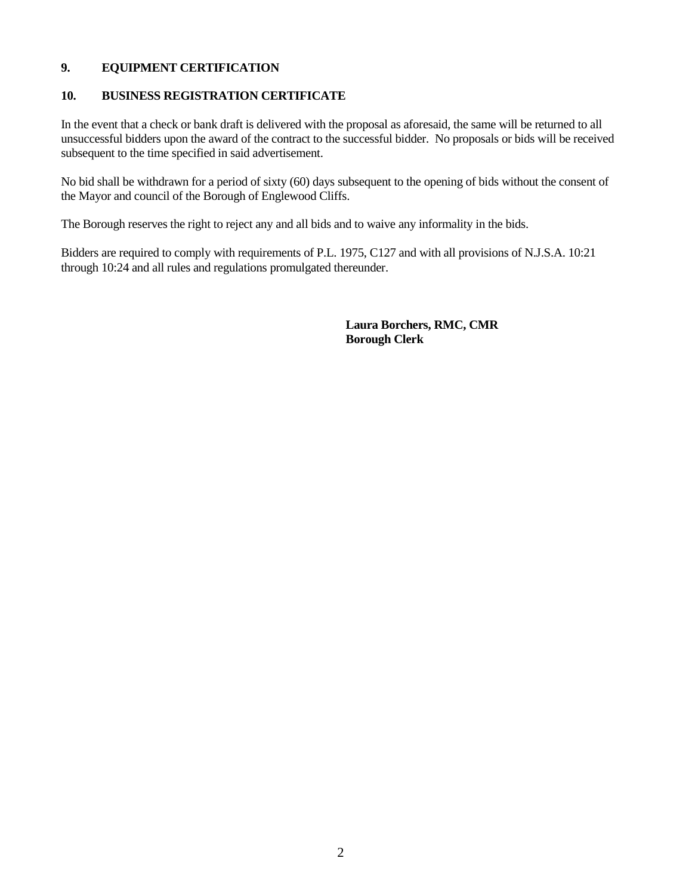**9. EQUIPMENT CERTIFICATION**

**10. BUSINESS REGISTRATION CERTIFICATE**

In the event that a check or bank draft is delivered with the proposal as aforesaid, the same will be returned to all unsuccessful bidders upon the award of the contract to the successful bidder. No proposals or bids will be received subsequent to the time specified in said advertisement.

No bid shall be withdrawn for a period of sixty (60) days subsequent to the opening of bids without the consent of the Mayor and council of the Borough of Englewood Cliffs.

The Borough reserves the right to reject any and all bids and to waive any informality in the bids.

Bidders are required to comply with requirements of P.L. 1975, C127 and with all provisions of N.J.S.A. 10:21 through 10:24 and all rules and regulations promulgated thereunder.

**Laura Borchers, RMC, CMR**
**Borough Clerk**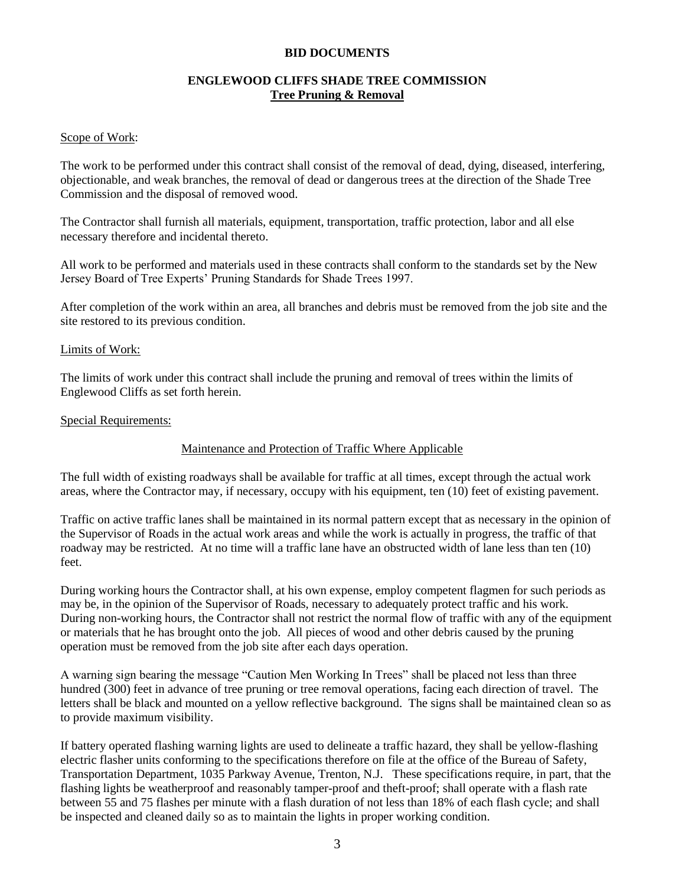**BID DOCUMENTS**

**ENGLEWOOD CLIFFS SHADE TREE COMMISSION**
**Tree Pruning & Removal**

Scope of Work:

The work to be performed under this contract shall consist of the removal of dead, dying, diseased, interfering, objectionable, and weak branches, the removal of dead or dangerous trees at the direction of the Shade Tree Commission and the disposal of removed wood.

The Contractor shall furnish all materials, equipment, transportation, traffic protection, labor and all else necessary therefore and incidental thereto.

All work to be performed and materials used in these contracts shall conform to the standards set by the New Jersey Board of Tree Experts' Pruning Standards for Shade Trees 1997.

After completion of the work within an area, all branches and debris must be removed from the job site and the site restored to its previous condition.

Limits of Work:

The limits of work under this contract shall include the pruning and removal of trees within the limits of Englewood Cliffs as set forth herein.

Special Requirements:

Maintenance and Protection of Traffic Where Applicable

The full width of existing roadways shall be available for traffic at all times, except through the actual work areas, where the Contractor may, if necessary, occupy with his equipment, ten (10) feet of existing pavement.

Traffic on active traffic lanes shall be maintained in its normal pattern except that as necessary in the opinion of the Supervisor of Roads in the actual work areas and while the work is actually in progress, the traffic of that roadway may be restricted. At no time will a traffic lane have an obstructed width of lane less than ten (10) feet.

During working hours the Contractor shall, at his own expense, employ competent flagmen for such periods as may be, in the opinion of the Supervisor of Roads, necessary to adequately protect traffic and his work. During non-working hours, the Contractor shall not restrict the normal flow of traffic with any of the equipment or materials that he has brought onto the job. All pieces of wood and other debris caused by the pruning operation must be removed from the job site after each days operation.

A warning sign bearing the message "Caution Men Working In Trees" shall be placed not less than three hundred (300) feet in advance of tree pruning or tree removal operations, facing each direction of travel. The letters shall be black and mounted on a yellow reflective background. The signs shall be maintained clean so as to provide maximum visibility.

If battery operated flashing warning lights are used to delineate a traffic hazard, they shall be yellow-flashing electric flasher units conforming to the specifications therefore on file at the office of the Bureau of Safety, Transportation Department, 1035 Parkway Avenue, Trenton, N.J. These specifications require, in part, that the flashing lights be weatherproof and reasonably tamper-proof and theft-proof; shall operate with a flash rate between 55 and 75 flashes per minute with a flash duration of not less than 18% of each flash cycle; and shall be inspected and cleaned daily so as to maintain the lights in proper working condition.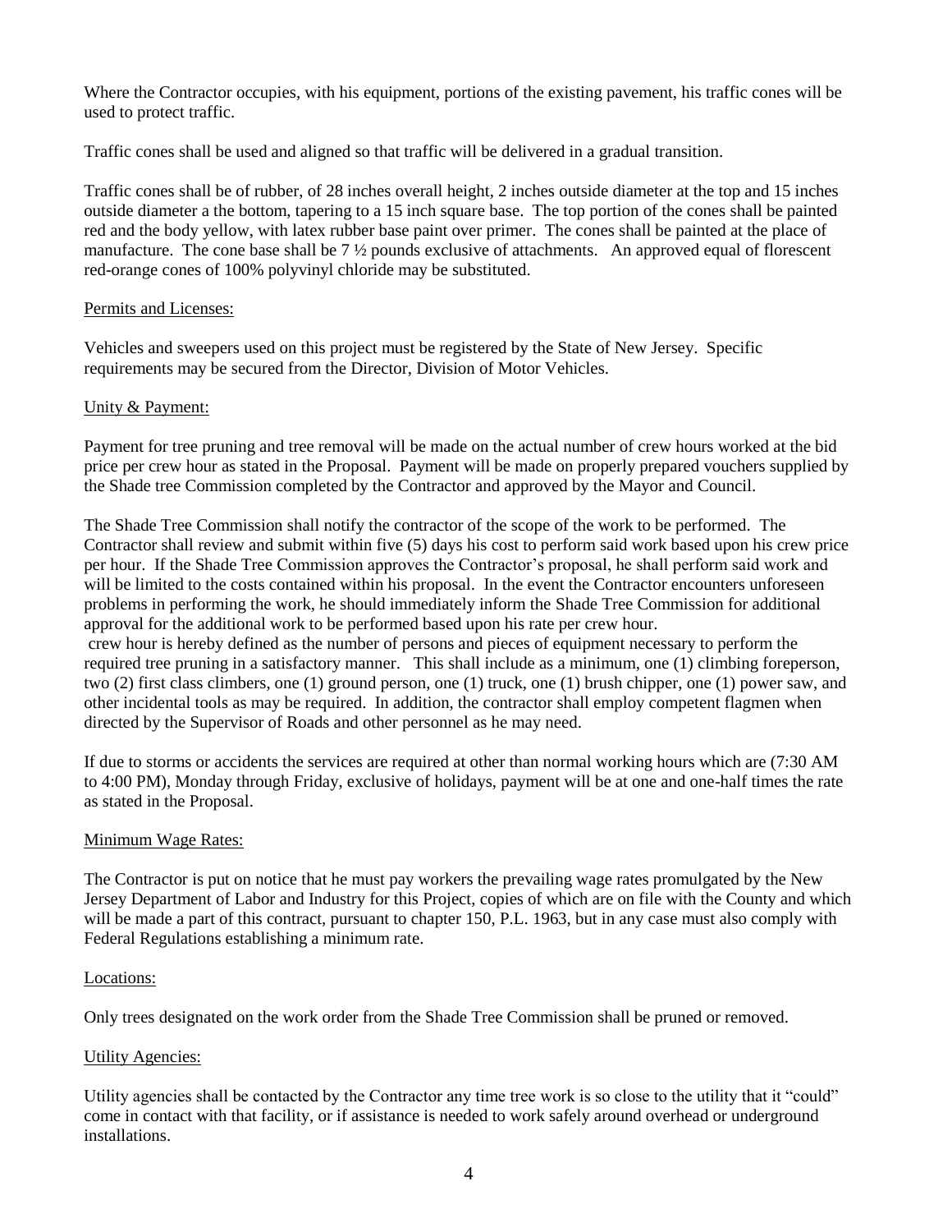Where the Contractor occupies, with his equipment, portions of the existing pavement, his traffic cones will be used to protect traffic.

Traffic cones shall be used and aligned so that traffic will be delivered in a gradual transition.

Traffic cones shall be of rubber, of 28 inches overall height, 2 inches outside diameter at the top and 15 inches outside diameter a the bottom, tapering to a 15 inch square base. The top portion of the cones shall be painted red and the body yellow, with latex rubber base paint over primer. The cones shall be painted at the place of manufacture. The cone base shall be 7 ½ pounds exclusive of attachments. An approved equal of florescent red-orange cones of 100% polyvinyl chloride may be substituted.

Permits and Licenses:

Vehicles and sweepers used on this project must be registered by the State of New Jersey. Specific requirements may be secured from the Director, Division of Motor Vehicles.

Unity & Payment:

Payment for tree pruning and tree removal will be made on the actual number of crew hours worked at the bid price per crew hour as stated in the Proposal. Payment will be made on properly prepared vouchers supplied by the Shade tree Commission completed by the Contractor and approved by the Mayor and Council.

The Shade Tree Commission shall notify the contractor of the scope of the work to be performed. The Contractor shall review and submit within five (5) days his cost to perform said work based upon his crew price per hour. If the Shade Tree Commission approves the Contractor's proposal, he shall perform said work and will be limited to the costs contained within his proposal. In the event the Contractor encounters unforeseen problems in performing the work, he should immediately inform the Shade Tree Commission for additional approval for the additional work to be performed based upon his rate per crew hour.
crew hour is hereby defined as the number of persons and pieces of equipment necessary to perform the required tree pruning in a satisfactory manner. This shall include as a minimum, one (1) climbing foreperson, two (2) first class climbers, one (1) ground person, one (1) truck, one (1) brush chipper, one (1) power saw, and other incidental tools as may be required. In addition, the contractor shall employ competent flagmen when directed by the Supervisor of Roads and other personnel as he may need.

If due to storms or accidents the services are required at other than normal working hours which are (7:30 AM to 4:00 PM), Monday through Friday, exclusive of holidays, payment will be at one and one-half times the rate as stated in the Proposal.

Minimum Wage Rates:

The Contractor is put on notice that he must pay workers the prevailing wage rates promulgated by the New Jersey Department of Labor and Industry for this Project, copies of which are on file with the County and which will be made a part of this contract, pursuant to chapter 150, P.L. 1963, but in any case must also comply with Federal Regulations establishing a minimum rate.

Locations:

Only trees designated on the work order from the Shade Tree Commission shall be pruned or removed.

Utility Agencies:

Utility agencies shall be contacted by the Contractor any time tree work is so close to the utility that it "could" come in contact with that facility, or if assistance is needed to work safely around overhead or underground installations.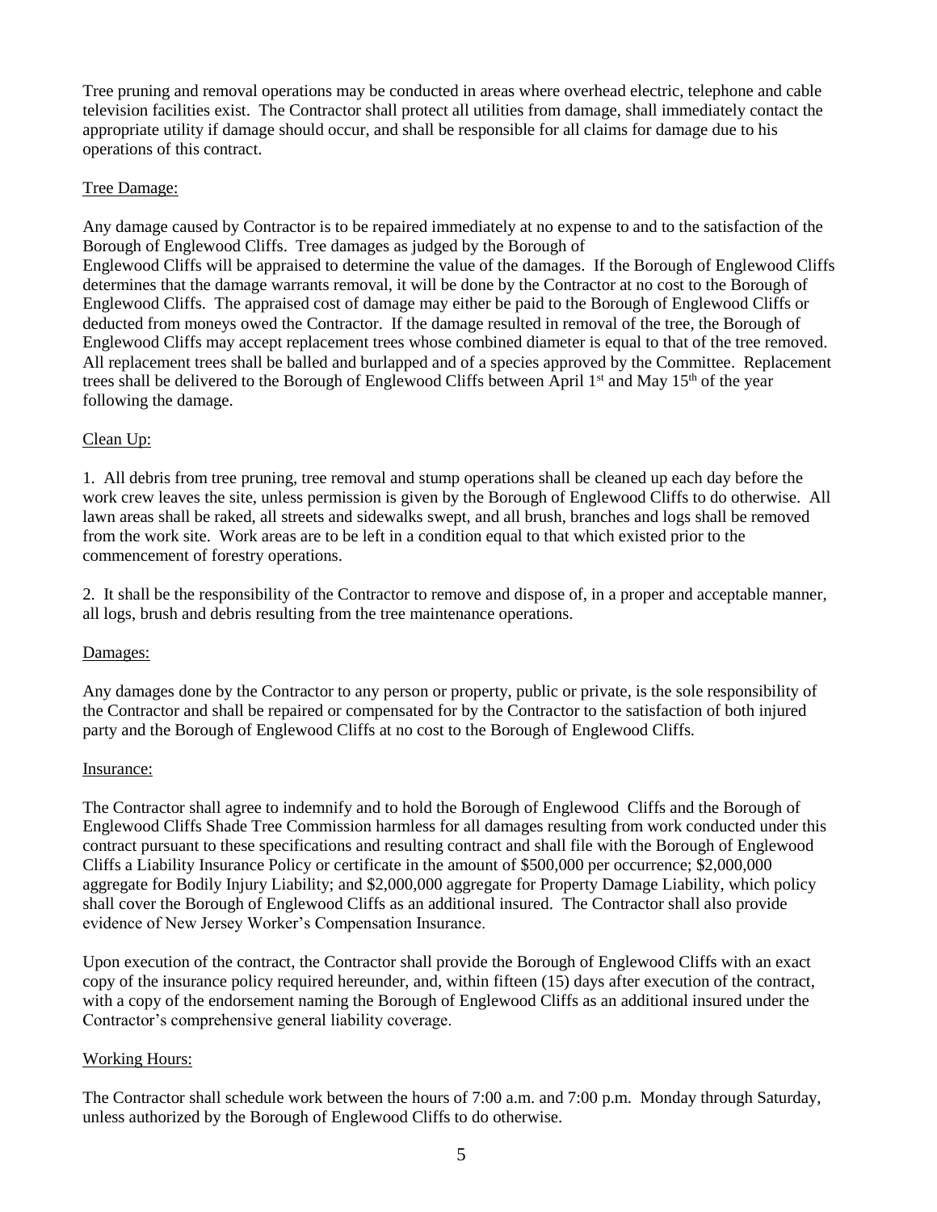Tree pruning and removal operations may be conducted in areas where overhead electric, telephone and cable television facilities exist. The Contractor shall protect all utilities from damage, shall immediately contact the appropriate utility if damage should occur, and shall be responsible for all claims for damage due to his operations of this contract.

Tree Damage:

Any damage caused by Contractor is to be repaired immediately at no expense to and to the satisfaction of the Borough of Englewood Cliffs. Tree damages as judged by the Borough of Englewood Cliffs will be appraised to determine the value of the damages. If the Borough of Englewood Cliffs determines that the damage warrants removal, it will be done by the Contractor at no cost to the Borough of Englewood Cliffs. The appraised cost of damage may either be paid to the Borough of Englewood Cliffs or deducted from moneys owed the Contractor. If the damage resulted in removal of the tree, the Borough of Englewood Cliffs may accept replacement trees whose combined diameter is equal to that of the tree removed. All replacement trees shall be balled and burlapped and of a species approved by the Committee. Replacement trees shall be delivered to the Borough of Englewood Cliffs between April 1st and May 15th of the year following the damage.

Clean Up:

1. All debris from tree pruning, tree removal and stump operations shall be cleaned up each day before the work crew leaves the site, unless permission is given by the Borough of Englewood Cliffs to do otherwise. All lawn areas shall be raked, all streets and sidewalks swept, and all brush, branches and logs shall be removed from the work site. Work areas are to be left in a condition equal to that which existed prior to the commencement of forestry operations.

2. It shall be the responsibility of the Contractor to remove and dispose of, in a proper and acceptable manner, all logs, brush and debris resulting from the tree maintenance operations.

Damages:

Any damages done by the Contractor to any person or property, public or private, is the sole responsibility of the Contractor and shall be repaired or compensated for by the Contractor to the satisfaction of both injured party and the Borough of Englewood Cliffs at no cost to the Borough of Englewood Cliffs.

Insurance:

The Contractor shall agree to indemnify and to hold the Borough of Englewood Cliffs and the Borough of Englewood Cliffs Shade Tree Commission harmless for all damages resulting from work conducted under this contract pursuant to these specifications and resulting contract and shall file with the Borough of Englewood Cliffs a Liability Insurance Policy or certificate in the amount of $500,000 per occurrence; $2,000,000 aggregate for Bodily Injury Liability; and $2,000,000 aggregate for Property Damage Liability, which policy shall cover the Borough of Englewood Cliffs as an additional insured. The Contractor shall also provide evidence of New Jersey Worker's Compensation Insurance.

Upon execution of the contract, the Contractor shall provide the Borough of Englewood Cliffs with an exact copy of the insurance policy required hereunder, and, within fifteen (15) days after execution of the contract, with a copy of the endorsement naming the Borough of Englewood Cliffs as an additional insured under the Contractor's comprehensive general liability coverage.

Working Hours:

The Contractor shall schedule work between the hours of 7:00 a.m. and 7:00 p.m. Monday through Saturday, unless authorized by the Borough of Englewood Cliffs to do otherwise.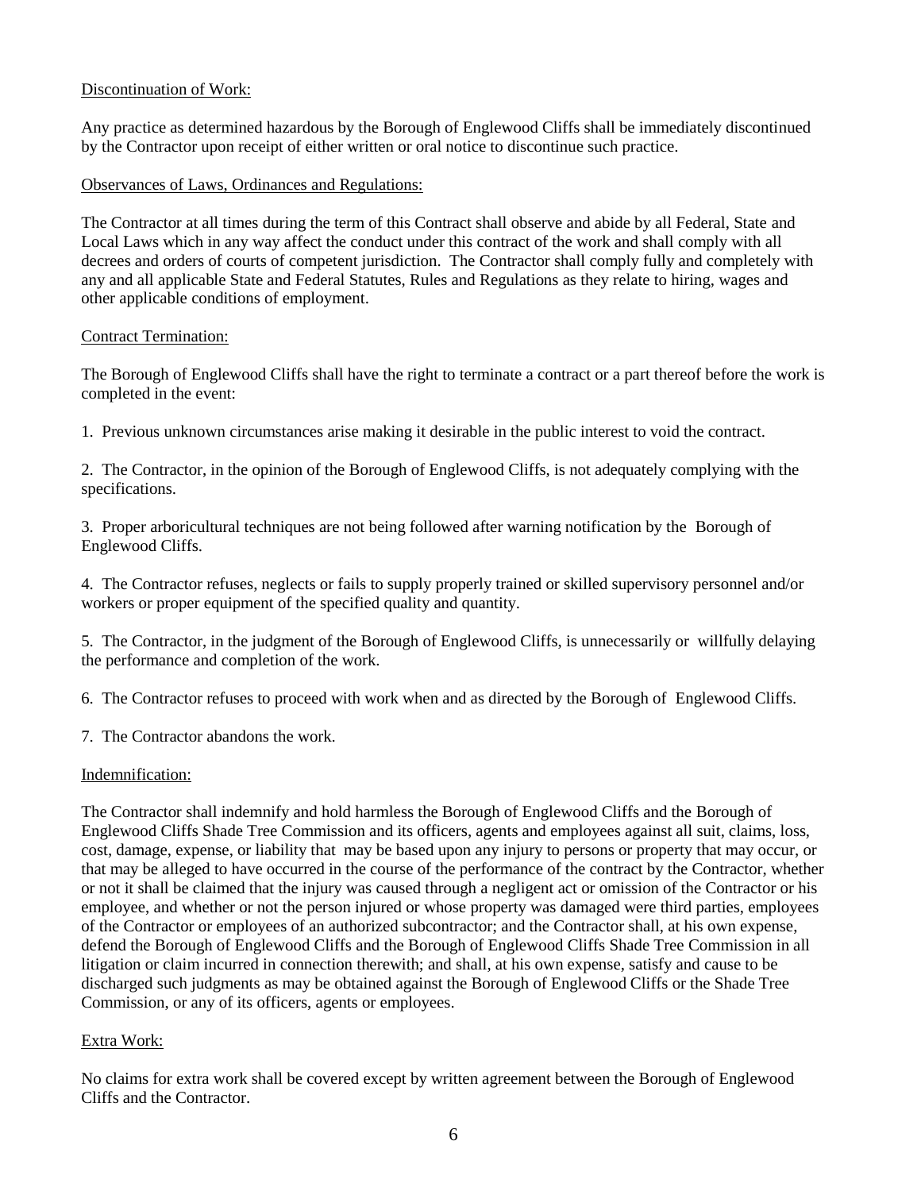Discontinuation of Work:

Any practice as determined hazardous by the Borough of Englewood Cliffs shall be immediately discontinued by the Contractor upon receipt of either written or oral notice to discontinue such practice.

Observances of Laws, Ordinances and Regulations:

The Contractor at all times during the term of this Contract shall observe and abide by all Federal, State and Local Laws which in any way affect the conduct under this contract of the work and shall comply with all decrees and orders of courts of competent jurisdiction. The Contractor shall comply fully and completely with any and all applicable State and Federal Statutes, Rules and Regulations as they relate to hiring, wages and other applicable conditions of employment.

Contract Termination:

The Borough of Englewood Cliffs shall have the right to terminate a contract or a part thereof before the work is completed in the event:

1. Previous unknown circumstances arise making it desirable in the public interest to void the contract.

2. The Contractor, in the opinion of the Borough of Englewood Cliffs, is not adequately complying with the specifications.

3. Proper arboricultural techniques are not being followed after warning notification by the Borough of Englewood Cliffs.

4. The Contractor refuses, neglects or fails to supply properly trained or skilled supervisory personnel and/or workers or proper equipment of the specified quality and quantity.

5. The Contractor, in the judgment of the Borough of Englewood Cliffs, is unnecessarily or willfully delaying the performance and completion of the work.

6. The Contractor refuses to proceed with work when and as directed by the Borough of Englewood Cliffs.

7. The Contractor abandons the work.

Indemnification:

The Contractor shall indemnify and hold harmless the Borough of Englewood Cliffs and the Borough of Englewood Cliffs Shade Tree Commission and its officers, agents and employees against all suit, claims, loss, cost, damage, expense, or liability that may be based upon any injury to persons or property that may occur, or that may be alleged to have occurred in the course of the performance of the contract by the Contractor, whether or not it shall be claimed that the injury was caused through a negligent act or omission of the Contractor or his employee, and whether or not the person injured or whose property was damaged were third parties, employees of the Contractor or employees of an authorized subcontractor; and the Contractor shall, at his own expense, defend the Borough of Englewood Cliffs and the Borough of Englewood Cliffs Shade Tree Commission in all litigation or claim incurred in connection therewith; and shall, at his own expense, satisfy and cause to be discharged such judgments as may be obtained against the Borough of Englewood Cliffs or the Shade Tree Commission, or any of its officers, agents or employees.

Extra Work:

No claims for extra work shall be covered except by written agreement between the Borough of Englewood Cliffs and the Contractor.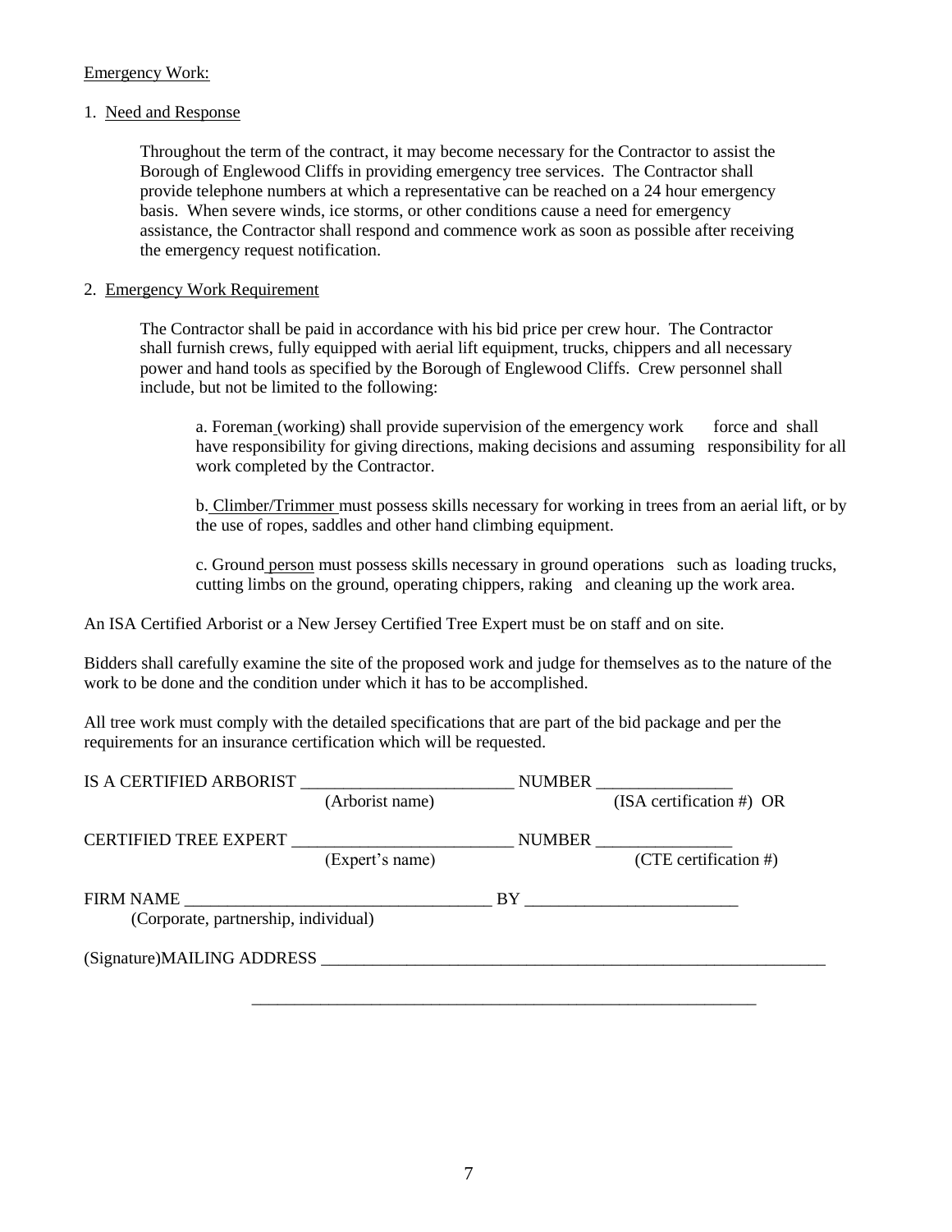Emergency Work:

1. Need and Response

   Throughout the term of the contract, it may become necessary for the Contractor to assist the Borough of Englewood Cliffs in providing emergency tree services. The Contractor shall provide telephone numbers at which a representative can be reached on a 24 hour emergency basis. When severe winds, ice storms, or other conditions cause a need for emergency assistance, the Contractor shall respond and commence work as soon as possible after receiving the emergency request notification.

2. Emergency Work Requirement

   The Contractor shall be paid in accordance with his bid price per crew hour. The Contractor shall furnish crews, fully equipped with aerial lift equipment, trucks, chippers and all necessary power and hand tools as specified by the Borough of Englewood Cliffs. Crew personnel shall include, but not be limited to the following:

   a. Foreman (working) shall provide supervision of the emergency work force and shall have responsibility for giving directions, making decisions and assuming responsibility for all work completed by the Contractor.

   b. Climber/Trimmer must possess skills necessary for working in trees from an aerial lift, or by the use of ropes, saddles and other hand climbing equipment.

   c. Ground person must possess skills necessary in ground operations such as loading trucks, cutting limbs on the ground, operating chippers, raking and cleaning up the work area.

An ISA Certified Arborist or a New Jersey Certified Tree Expert must be on staff and on site.

Bidders shall carefully examine the site of the proposed work and judge for themselves as to the nature of the work to be done and the condition under which it has to be accomplished.

All tree work must comply with the detailed specifications that are part of the bid package and per the requirements for an insurance certification which will be requested.

IS A CERTIFIED ARBORIST _________________________ NUMBER ________________
(Arborist name) (ISA certification #) OR

CERTIFIED TREE EXPERT _________________________ NUMBER ________________
(Expert's name) (CTE certification #)

FIRM NAME ____________________________________ BY _________________________
(Corporate, partnership, individual)

(Signature)MAILING ADDRESS _____________________________________________________________

_____________________________________________________________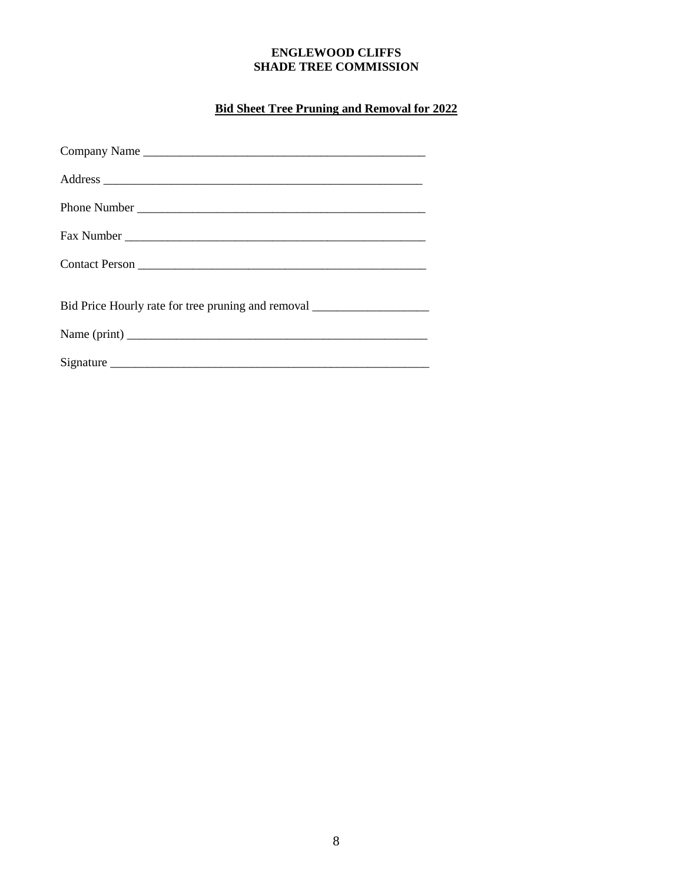**ENGLEWOOD CLIFFS**
**SHADE TREE COMMISSION**

**Bid Sheet Tree Pruning and Removal for 2022**

Company Name _______________________________________________

Address ____________________________________________________

Phone Number _______________________________________________

Fax Number _________________________________________________

Contact Person ______________________________________________

Bid Price Hourly rate for tree pruning and removal ___________________

Name (print) _________________________________________________

Signature ____________________________________________________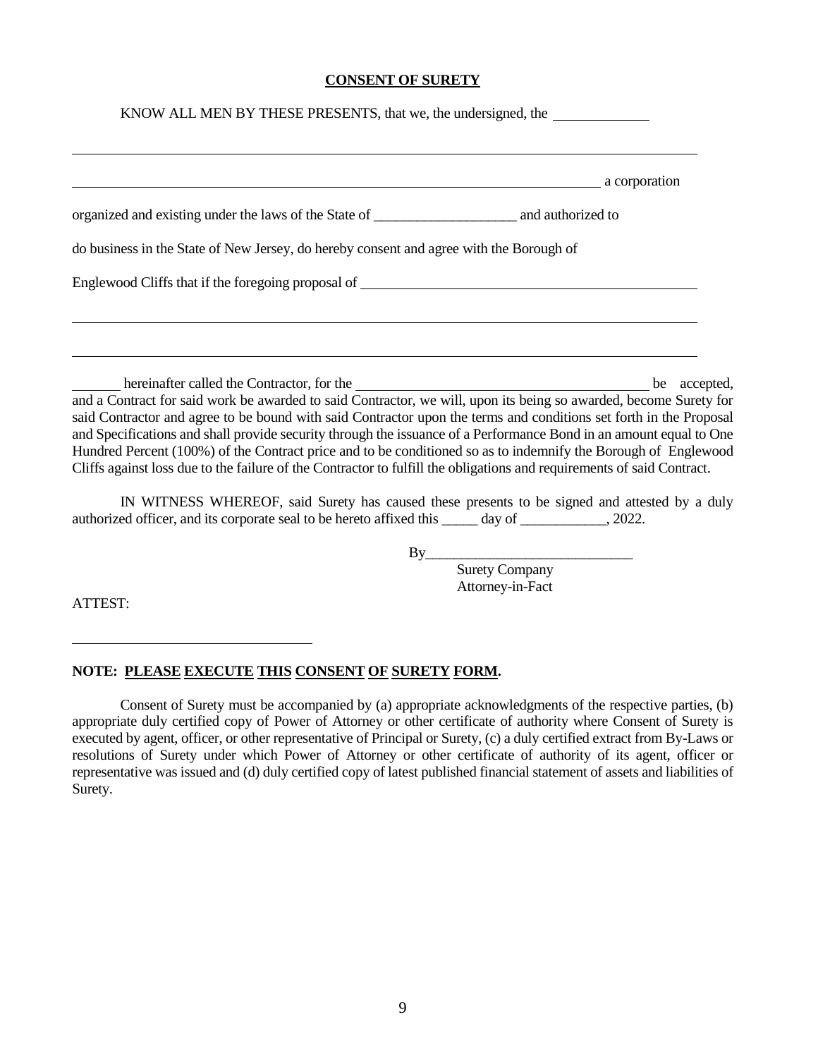**CONSENT OF SURETY**

KNOW ALL MEN BY THESE PRESENTS, that we, the undersigned, the _____________

______________________________________________________________________________

______________________________________________________________________ a corporation

organized and existing under the laws of the State of ____________________ and authorized to

do business in the State of New Jersey, do hereby consent and agree with the Borough of

Englewood Cliffs that if the foregoing proposal of ________________________________________

______________________________________________________________________________

______________________________________________________________________________

_______ hereinafter called the Contractor, for the ________________________________________ be accepted, and a Contract for said work be awarded to said Contractor, we will, upon its being so awarded, become Surety for said Contractor and agree to be bound with said Contractor upon the terms and conditions set forth in the Proposal and Specifications and shall provide security through the issuance of a Performance Bond in an amount equal to One Hundred Percent (100%) of the Contract price and to be conditioned so as to indemnify the Borough of Englewood Cliffs against loss due to the failure of the Contractor to fulfill the obligations and requirements of said Contract.

IN WITNESS WHEREOF, said Surety has caused these presents to be signed and attested by a duly authorized officer, and its corporate seal to be hereto affixed this _____ day of ____________, 2022.

By_____________________________
Surety Company
Attorney-in-Fact

ATTEST:

_________________________________

**NOTE: PLEASE EXECUTE THIS CONSENT OF SURETY FORM.**

Consent of Surety must be accompanied by (a) appropriate acknowledgments of the respective parties, (b) appropriate duly certified copy of Power of Attorney or other certificate of authority where Consent of Surety is executed by agent, officer, or other representative of Principal or Surety, (c) a duly certified extract from By-Laws or resolutions of Surety under which Power of Attorney or other certificate of authority of its agent, officer or representative was issued and (d) duly certified copy of latest published financial statement of assets and liabilities of Surety.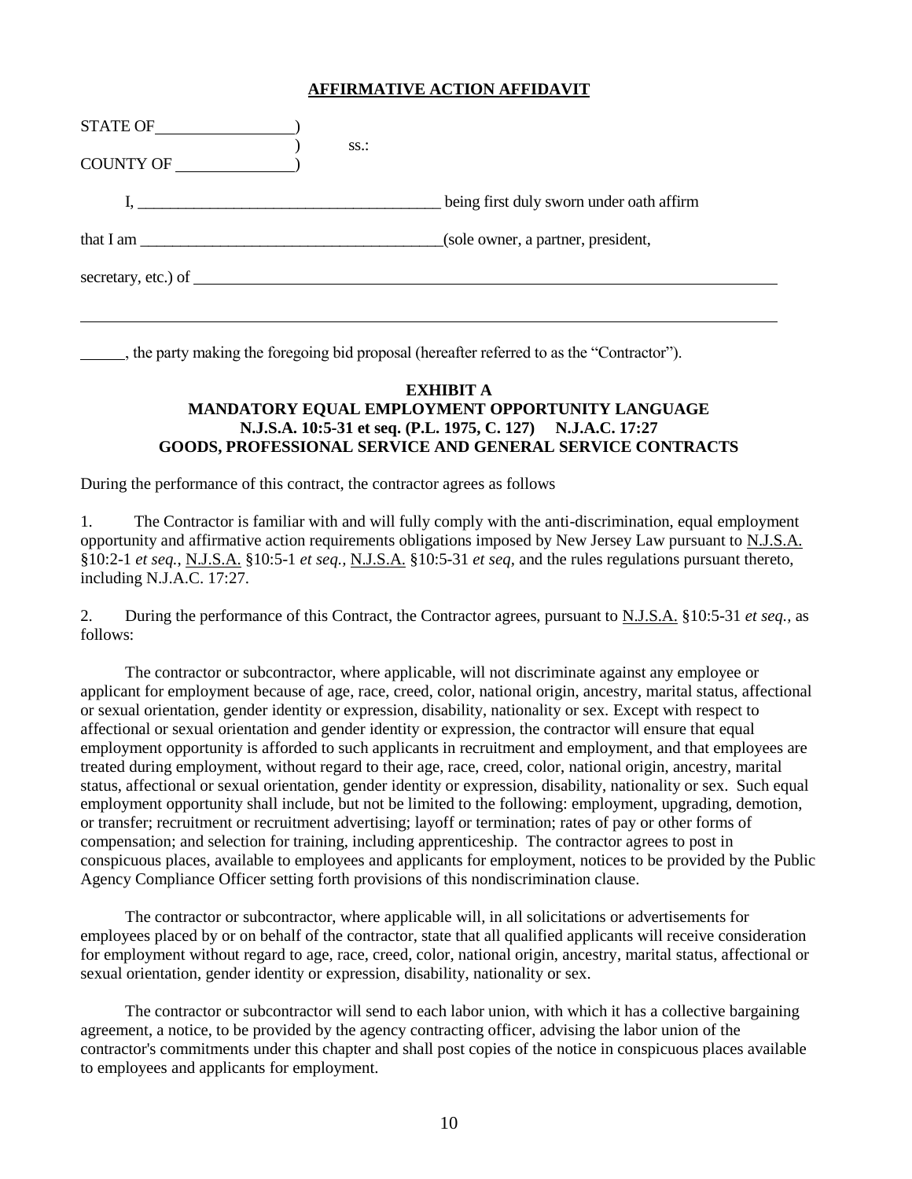## AFFIRMATIVE ACTION AFFIDAVIT

STATE OF ________________)
) ss.:
COUNTY OF ______________)

I, ______________________________________ being first duly sworn under oath affirm

that I am ______________________________________(sole owner, a partner, president,

secretary, etc.) of ______________________________________________________________________

__________________________________________________________________________________

______, the party making the foregoing bid proposal (hereafter referred to as the "Contractor").

### EXHIBIT A
### MANDATORY EQUAL EMPLOYMENT OPPORTUNITY LANGUAGE
### N.J.S.A. 10:5-31 et seq. (P.L. 1975, C. 127) N.J.A.C. 17:27
### GOODS, PROFESSIONAL SERVICE AND GENERAL SERVICE CONTRACTS

During the performance of this contract, the contractor agrees as follows

1. The Contractor is familiar with and will fully comply with the anti-discrimination, equal employment opportunity and affirmative action requirements obligations imposed by New Jersey Law pursuant to N.J.S.A. §10:2-1 *et seq.*, N.J.S.A. §10:5-1 *et seq.,* N.J.S.A. §10:5-31 *et seq*, and the rules regulations pursuant thereto, including N.J.A.C. 17:27.

2. During the performance of this Contract, the Contractor agrees, pursuant to N.J.S.A. §10:5-31 *et seq.,* as follows:

The contractor or subcontractor, where applicable, will not discriminate against any employee or applicant for employment because of age, race, creed, color, national origin, ancestry, marital status, affectional or sexual orientation, gender identity or expression, disability, nationality or sex. Except with respect to affectional or sexual orientation and gender identity or expression, the contractor will ensure that equal employment opportunity is afforded to such applicants in recruitment and employment, and that employees are treated during employment, without regard to their age, race, creed, color, national origin, ancestry, marital status, affectional or sexual orientation, gender identity or expression, disability, nationality or sex. Such equal employment opportunity shall include, but not be limited to the following: employment, upgrading, demotion, or transfer; recruitment or recruitment advertising; layoff or termination; rates of pay or other forms of compensation; and selection for training, including apprenticeship. The contractor agrees to post in conspicuous places, available to employees and applicants for employment, notices to be provided by the Public Agency Compliance Officer setting forth provisions of this nondiscrimination clause.

The contractor or subcontractor, where applicable will, in all solicitations or advertisements for employees placed by or on behalf of the contractor, state that all qualified applicants will receive consideration for employment without regard to age, race, creed, color, national origin, ancestry, marital status, affectional or sexual orientation, gender identity or expression, disability, nationality or sex.

The contractor or subcontractor will send to each labor union, with which it has a collective bargaining agreement, a notice, to be provided by the agency contracting officer, advising the labor union of the contractor's commitments under this chapter and shall post copies of the notice in conspicuous places available to employees and applicants for employment.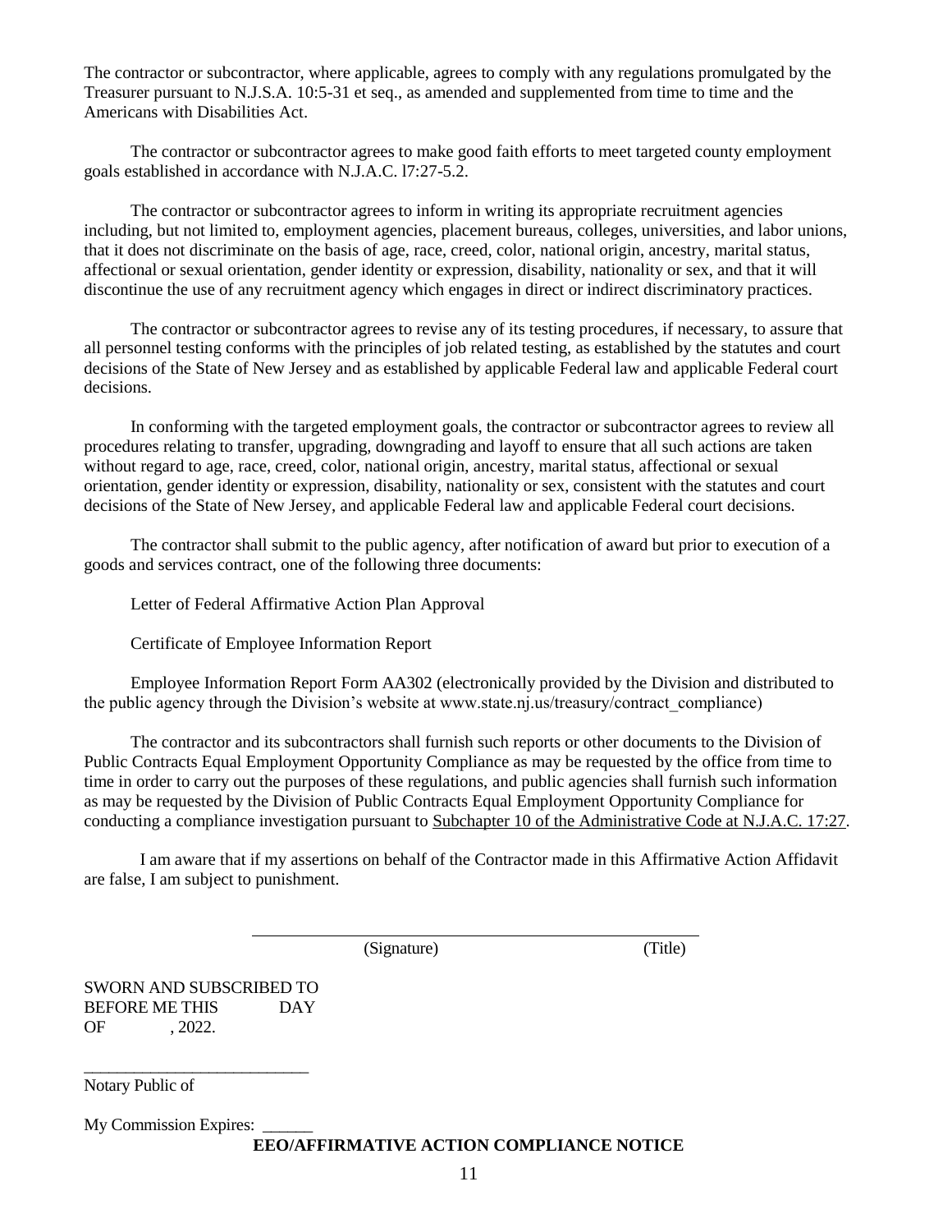The contractor or subcontractor, where applicable, agrees to comply with any regulations promulgated by the Treasurer pursuant to N.J.S.A. 10:5-31 et seq., as amended and supplemented from time to time and the Americans with Disabilities Act.

The contractor or subcontractor agrees to make good faith efforts to meet targeted county employment goals established in accordance with N.J.A.C. l7:27-5.2.

The contractor or subcontractor agrees to inform in writing its appropriate recruitment agencies including, but not limited to, employment agencies, placement bureaus, colleges, universities, and labor unions, that it does not discriminate on the basis of age, race, creed, color, national origin, ancestry, marital status, affectional or sexual orientation, gender identity or expression, disability, nationality or sex, and that it will discontinue the use of any recruitment agency which engages in direct or indirect discriminatory practices.

The contractor or subcontractor agrees to revise any of its testing procedures, if necessary, to assure that all personnel testing conforms with the principles of job related testing, as established by the statutes and court decisions of the State of New Jersey and as established by applicable Federal law and applicable Federal court decisions.

In conforming with the targeted employment goals, the contractor or subcontractor agrees to review all procedures relating to transfer, upgrading, downgrading and layoff to ensure that all such actions are taken without regard to age, race, creed, color, national origin, ancestry, marital status, affectional or sexual orientation, gender identity or expression, disability, nationality or sex, consistent with the statutes and court decisions of the State of New Jersey, and applicable Federal law and applicable Federal court decisions.

The contractor shall submit to the public agency, after notification of award but prior to execution of a goods and services contract, one of the following three documents:

Letter of Federal Affirmative Action Plan Approval

Certificate of Employee Information Report

Employee Information Report Form AA302 (electronically provided by the Division and distributed to the public agency through the Division's website at www.state.nj.us/treasury/contract_compliance)

The contractor and its subcontractors shall furnish such reports or other documents to the Division of Public Contracts Equal Employment Opportunity Compliance as may be requested by the office from time to time in order to carry out the purposes of these regulations, and public agencies shall furnish such information as may be requested by the Division of Public Contracts Equal Employment Opportunity Compliance for conducting a compliance investigation pursuant to Subchapter 10 of the Administrative Code at N.J.A.C. 17:27.

I am aware that if my assertions on behalf of the Contractor made in this Affirmative Action Affidavit are false, I am subject to punishment.

_______________________________________________

(Signature) (Title)

SWORN AND SUBSCRIBED TO
BEFORE ME THIS DAY
OF , 2022.

___________________________

Notary Public of

My Commission Expires: ______

**EEO/AFFIRMATIVE ACTION COMPLIANCE NOTICE**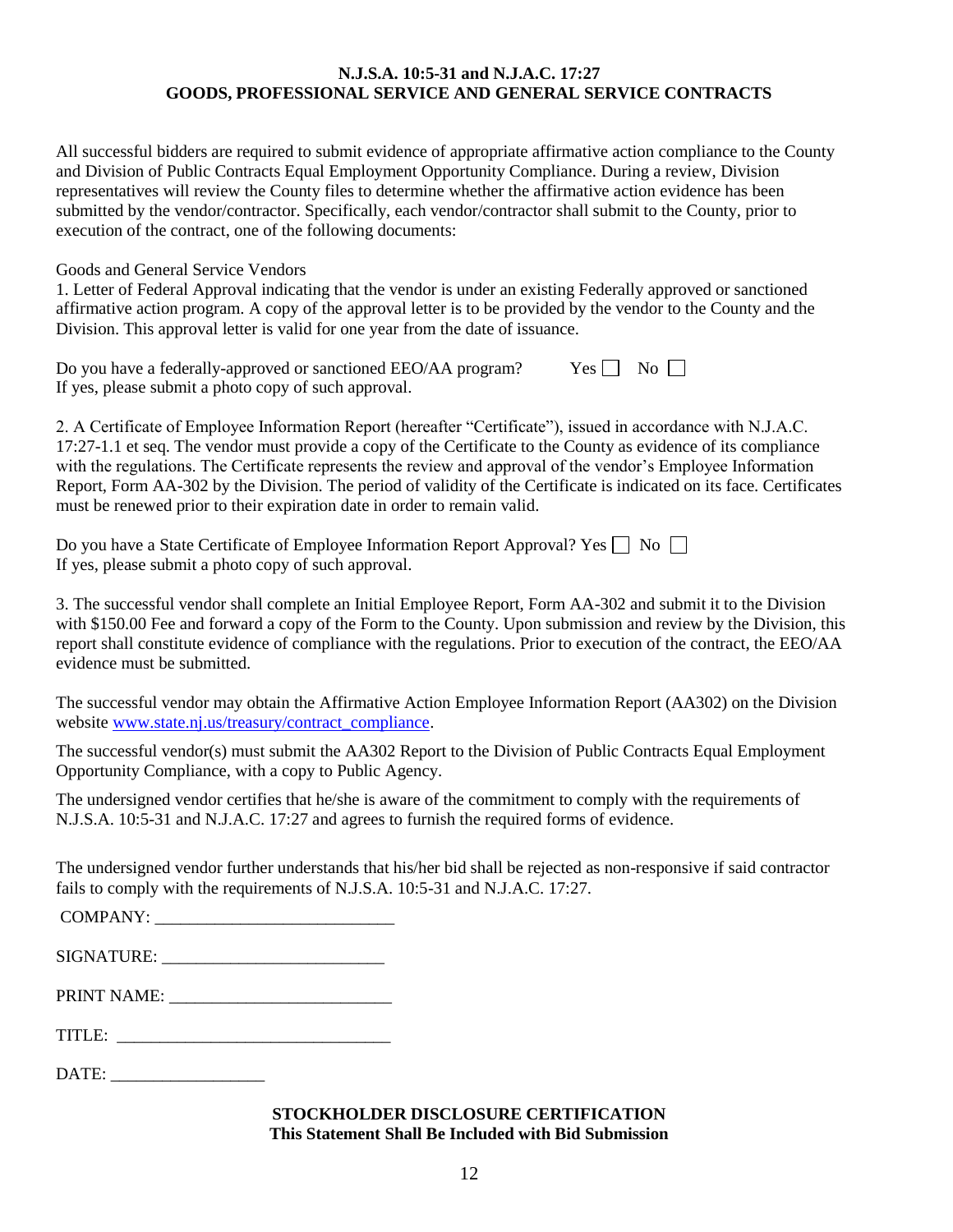**N.J.S.A. 10:5-31 and N.J.A.C. 17:27**
**GOODS, PROFESSIONAL SERVICE AND GENERAL SERVICE CONTRACTS**

All successful bidders are required to submit evidence of appropriate affirmative action compliance to the County and Division of Public Contracts Equal Employment Opportunity Compliance. During a review, Division representatives will review the County files to determine whether the affirmative action evidence has been submitted by the vendor/contractor. Specifically, each vendor/contractor shall submit to the County, prior to execution of the contract, one of the following documents:

Goods and General Service Vendors

1. Letter of Federal Approval indicating that the vendor is under an existing Federally approved or sanctioned affirmative action program. A copy of the approval letter is to be provided by the vendor to the County and the Division. This approval letter is valid for one year from the date of issuance.

Do you have a federally-approved or sanctioned EEO/AA program? Yes ☐ No ☐
If yes, please submit a photo copy of such approval.

2. A Certificate of Employee Information Report (hereafter "Certificate"), issued in accordance with N.J.A.C. 17:27-1.1 et seq. The vendor must provide a copy of the Certificate to the County as evidence of its compliance with the regulations. The Certificate represents the review and approval of the vendor's Employee Information Report, Form AA-302 by the Division. The period of validity of the Certificate is indicated on its face. Certificates must be renewed prior to their expiration date in order to remain valid.

Do you have a State Certificate of Employee Information Report Approval? Yes ☐ No ☐
If yes, please submit a photo copy of such approval.

3. The successful vendor shall complete an Initial Employee Report, Form AA-302 and submit it to the Division with $150.00 Fee and forward a copy of the Form to the County. Upon submission and review by the Division, this report shall constitute evidence of compliance with the regulations. Prior to execution of the contract, the EEO/AA evidence must be submitted.

The successful vendor may obtain the Affirmative Action Employee Information Report (AA302) on the Division website www.state.nj.us/treasury/contract_compliance.

The successful vendor(s) must submit the AA302 Report to the Division of Public Contracts Equal Employment Opportunity Compliance, with a copy to Public Agency.

The undersigned vendor certifies that he/she is aware of the commitment to comply with the requirements of N.J.S.A. 10:5-31 and N.J.A.C. 17:27 and agrees to furnish the required forms of evidence.

The undersigned vendor further understands that his/her bid shall be rejected as non-responsive if said contractor fails to comply with the requirements of N.J.S.A. 10:5-31 and N.J.A.C. 17:27.

COMPANY: ___________________________

SIGNATURE: _________________________

PRINT NAME: _________________________

TITLE: _______________________________

DATE: __________________

**STOCKHOLDER DISCLOSURE CERTIFICATION**
**This Statement Shall Be Included with Bid Submission**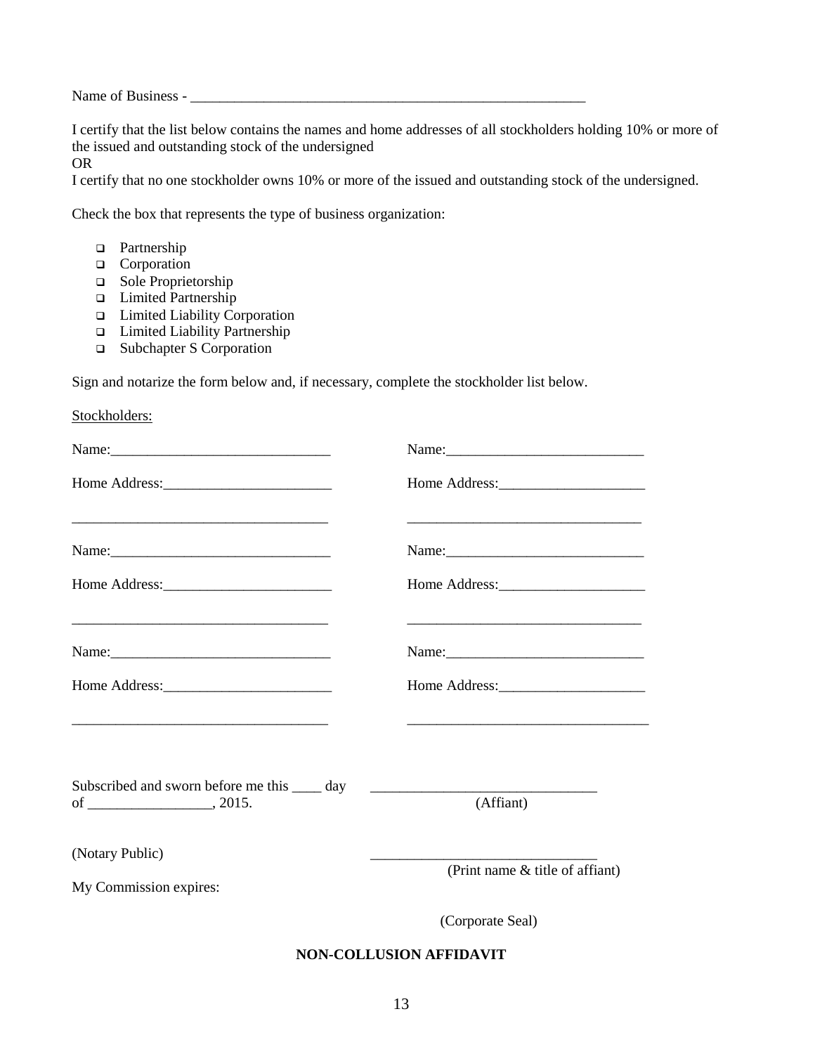Name of Business - ______________________________________________________

I certify that the list below contains the names and home addresses of all stockholders holding 10% or more of the issued and outstanding stock of the undersigned
OR
I certify that no one stockholder owns 10% or more of the issued and outstanding stock of the undersigned.

Check the box that represents the type of business organization:

- ❑ Partnership
- ❑ Corporation
- ❑ Sole Proprietorship
- ❑ Limited Partnership
- ❑ Limited Liability Corporation
- ❑ Limited Liability Partnership
- ❑ Subchapter S Corporation

Sign and notarize the form below and, if necessary, complete the stockholder list below.

Stockholders:

| | |
|---|---|
| Name:______________________________ | Name:___________________________ |
| Home Address:_______________________ | Home Address:____________________ |
| ___________________________________ | ________________________________ |
| Name:______________________________ | Name:___________________________ |
| Home Address:_______________________ | Home Address:____________________ |
| ___________________________________ | ________________________________ |
| Name:______________________________ | Name:___________________________ |
| Home Address:_______________________ | Home Address:____________________ |
| ___________________________________ | ________________________________ |

Subscribed and sworn before me this ____ day of _________________, 2015.

_______________________________
(Affiant)

(Notary Public)

_______________________________
(Print name & title of affiant)

My Commission expires:

(Corporate Seal)

**NON-COLLUSION AFFIDAVIT**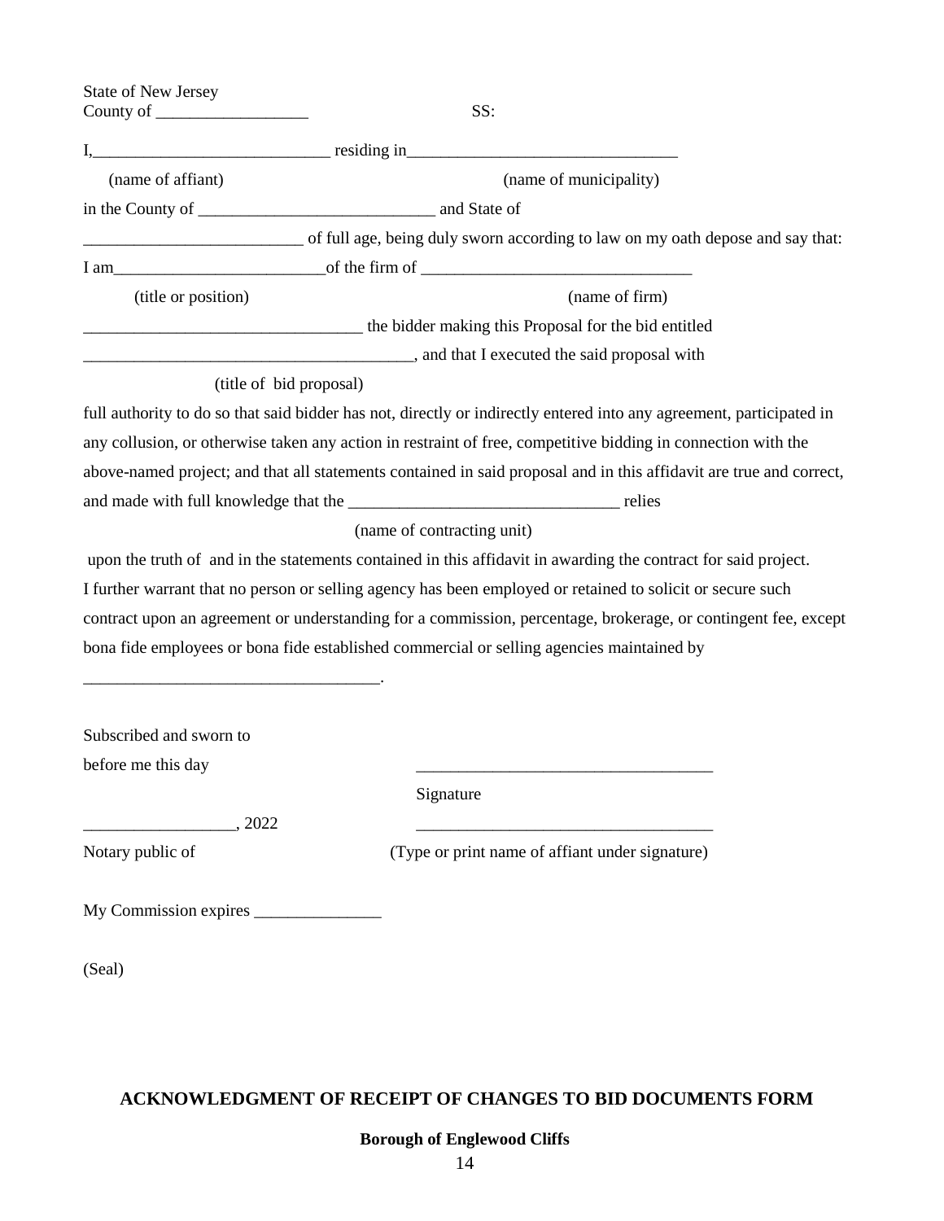State of New Jersey
County of __________________ SS:

I,____________________________ residing in________________________________

(name of affiant) (name of municipality)

in the County of ____________________________ and State of

__________________________ of full age, being duly sworn according to law on my oath depose and say that:

I am_________________________of the firm of ________________________________

(title or position) (name of firm)

_________________________________ the bidder making this Proposal for the bid entitled

_______________________________________, and that I executed the said proposal with

(title of bid proposal)

full authority to do so that said bidder has not, directly or indirectly entered into any agreement, participated in any collusion, or otherwise taken any action in restraint of free, competitive bidding in connection with the above-named project; and that all statements contained in said proposal and in this affidavit are true and correct, and made with full knowledge that the _______________________________ relies

(name of contracting unit)

upon the truth of and in the statements contained in this affidavit in awarding the contract for said project. I further warrant that no person or selling agency has been employed or retained to solicit or secure such contract upon an agreement or understanding for a commission, percentage, brokerage, or contingent fee, except bona fide employees or bona fide established commercial or selling agencies maintained by

___________________________________.

Subscribed and sworn to
before me this day ___________________________________

Signature

__________________, 2022 ___________________________________

Notary public of (Type or print name of affiant under signature)

My Commission expires _______________

(Seal)

**ACKNOWLEDGMENT OF RECEIPT OF CHANGES TO BID DOCUMENTS FORM**

**Borough of Englewood Cliffs**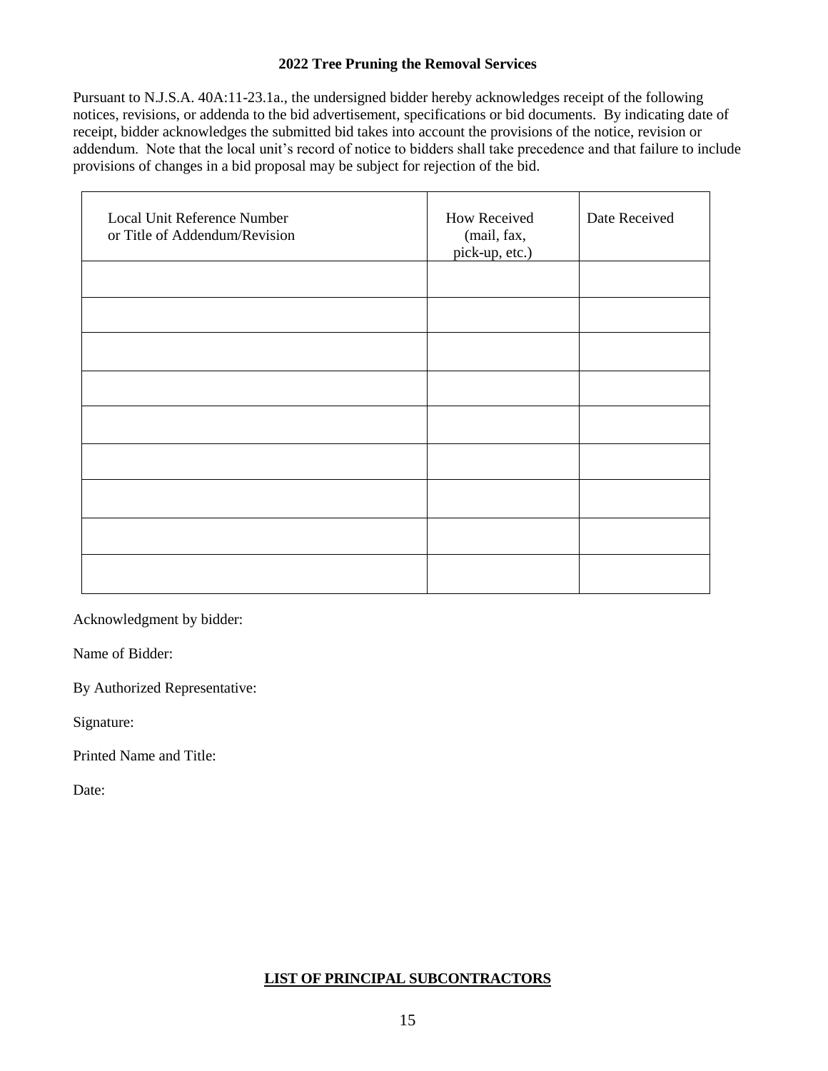**2022 Tree Pruning the Removal Services**

Pursuant to N.J.S.A. 40A:11-23.1a., the undersigned bidder hereby acknowledges receipt of the following notices, revisions, or addenda to the bid advertisement, specifications or bid documents. By indicating date of receipt, bidder acknowledges the submitted bid takes into account the provisions of the notice, revision or addendum. Note that the local unit's record of notice to bidders shall take precedence and that failure to include provisions of changes in a bid proposal may be subject for rejection of the bid.

| Local Unit Reference Number or Title of Addendum/Revision | How Received (mail, fax, pick-up, etc.) | Date Received |
|---|---|---|
| | | |
| | | |
| | | |
| | | |
| | | |
| | | |
| | | |
| | | |
| | | |

Acknowledgment by bidder:

Name of Bidder:

By Authorized Representative:

Signature:

Printed Name and Title:

Date:

**LIST OF PRINCIPAL SUBCONTRACTORS**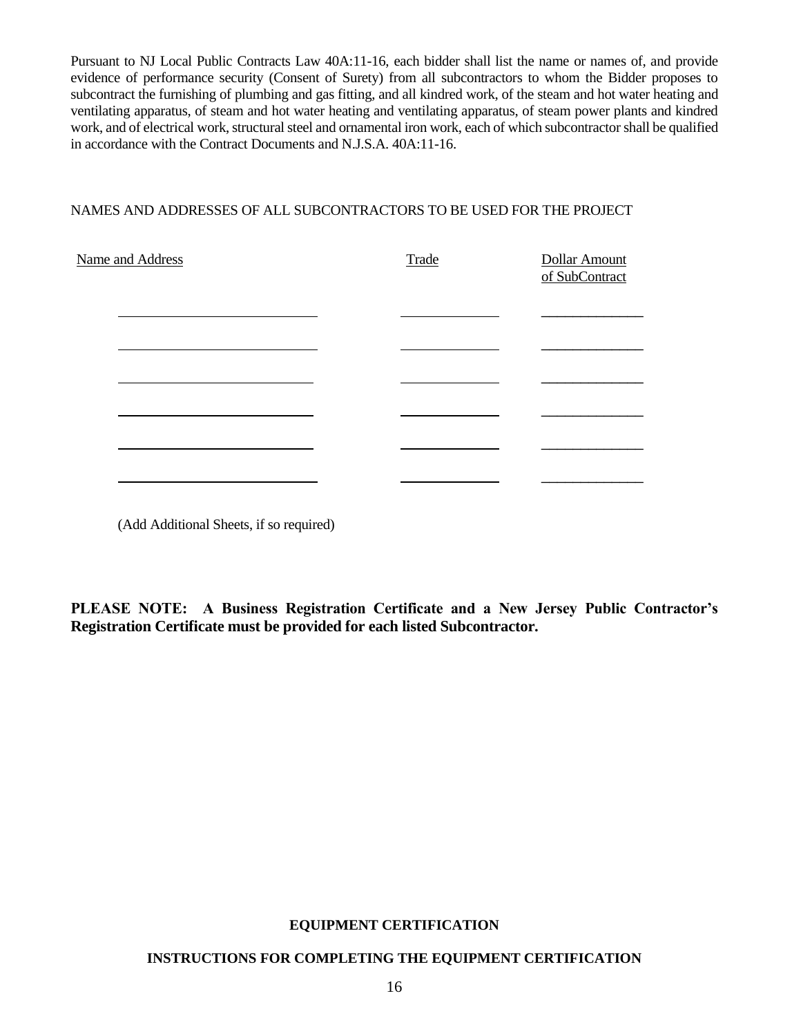Pursuant to NJ Local Public Contracts Law 40A:11-16, each bidder shall list the name or names of, and provide evidence of performance security (Consent of Surety) from all subcontractors to whom the Bidder proposes to subcontract the furnishing of plumbing and gas fitting, and all kindred work, of the steam and hot water heating and ventilating apparatus, of steam and hot water heating and ventilating apparatus, of steam power plants and kindred work, and of electrical work, structural steel and ornamental iron work, each of which subcontractor shall be qualified in accordance with the Contract Documents and N.J.S.A. 40A:11-16.

NAMES AND ADDRESSES OF ALL SUBCONTRACTORS TO BE USED FOR THE PROJECT

| Name and Address | Trade | Dollar Amount of SubContract |
|---|---|---|
| ____________________ | ____________ | ____________ |
| ____________________ | ____________ | ____________ |
| ____________________ | ____________ | ____________ |
| ____________________ | ____________ | ____________ |
| ____________________ | ____________ | ____________ |
| ____________________ | ____________ | ____________ |

(Add Additional Sheets, if so required)

**PLEASE NOTE: A Business Registration Certificate and a New Jersey Public Contractor's Registration Certificate must be provided for each listed Subcontractor.**

**EQUIPMENT CERTIFICATION**

**INSTRUCTIONS FOR COMPLETING THE EQUIPMENT CERTIFICATION**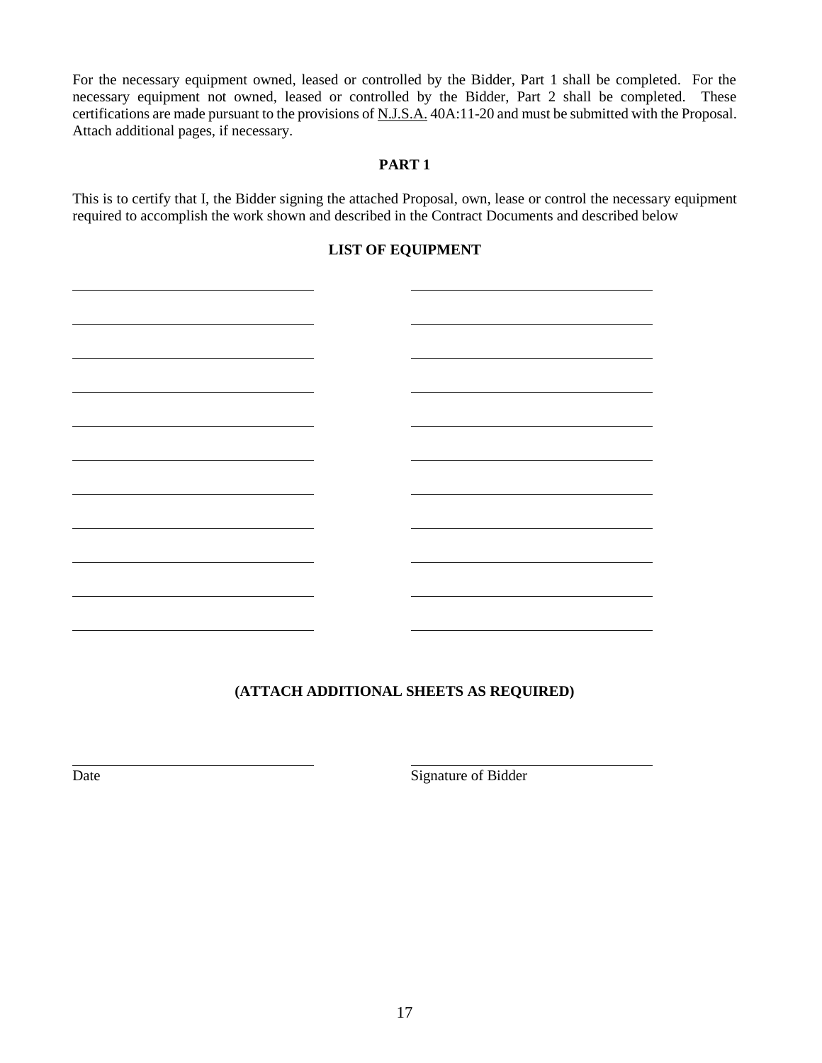For the necessary equipment owned, leased or controlled by the Bidder, Part 1 shall be completed. For the necessary equipment not owned, leased or controlled by the Bidder, Part 2 shall be completed. These certifications are made pursuant to the provisions of N.J.S.A. 40A:11-20 and must be submitted with the Proposal. Attach additional pages, if necessary.

**PART 1**

This is to certify that I, the Bidder signing the attached Proposal, own, lease or control the necessary equipment required to accomplish the work shown and described in the Contract Documents and described below

**LIST OF EQUIPMENT**

| | |
|---|---|
| \_\_\_\_\_\_\_\_\_\_\_\_\_\_\_\_\_\_\_\_\_\_\_\_\_\_\_\_\_\_ | \_\_\_\_\_\_\_\_\_\_\_\_\_\_\_\_\_\_\_\_\_\_\_\_\_\_\_\_\_\_ |
| \_\_\_\_\_\_\_\_\_\_\_\_\_\_\_\_\_\_\_\_\_\_\_\_\_\_\_\_\_\_ | \_\_\_\_\_\_\_\_\_\_\_\_\_\_\_\_\_\_\_\_\_\_\_\_\_\_\_\_\_\_ |
| \_\_\_\_\_\_\_\_\_\_\_\_\_\_\_\_\_\_\_\_\_\_\_\_\_\_\_\_\_\_ | \_\_\_\_\_\_\_\_\_\_\_\_\_\_\_\_\_\_\_\_\_\_\_\_\_\_\_\_\_\_ |
| \_\_\_\_\_\_\_\_\_\_\_\_\_\_\_\_\_\_\_\_\_\_\_\_\_\_\_\_\_\_ | \_\_\_\_\_\_\_\_\_\_\_\_\_\_\_\_\_\_\_\_\_\_\_\_\_\_\_\_\_\_ |
| \_\_\_\_\_\_\_\_\_\_\_\_\_\_\_\_\_\_\_\_\_\_\_\_\_\_\_\_\_\_ | \_\_\_\_\_\_\_\_\_\_\_\_\_\_\_\_\_\_\_\_\_\_\_\_\_\_\_\_\_\_ |
| \_\_\_\_\_\_\_\_\_\_\_\_\_\_\_\_\_\_\_\_\_\_\_\_\_\_\_\_\_\_ | \_\_\_\_\_\_\_\_\_\_\_\_\_\_\_\_\_\_\_\_\_\_\_\_\_\_\_\_\_\_ |
| \_\_\_\_\_\_\_\_\_\_\_\_\_\_\_\_\_\_\_\_\_\_\_\_\_\_\_\_\_\_ | \_\_\_\_\_\_\_\_\_\_\_\_\_\_\_\_\_\_\_\_\_\_\_\_\_\_\_\_\_\_ |
| \_\_\_\_\_\_\_\_\_\_\_\_\_\_\_\_\_\_\_\_\_\_\_\_\_\_\_\_\_\_ | \_\_\_\_\_\_\_\_\_\_\_\_\_\_\_\_\_\_\_\_\_\_\_\_\_\_\_\_\_\_ |
| \_\_\_\_\_\_\_\_\_\_\_\_\_\_\_\_\_\_\_\_\_\_\_\_\_\_\_\_\_\_ | \_\_\_\_\_\_\_\_\_\_\_\_\_\_\_\_\_\_\_\_\_\_\_\_\_\_\_\_\_\_ |
| \_\_\_\_\_\_\_\_\_\_\_\_\_\_\_\_\_\_\_\_\_\_\_\_\_\_\_\_\_\_ | \_\_\_\_\_\_\_\_\_\_\_\_\_\_\_\_\_\_\_\_\_\_\_\_\_\_\_\_\_\_ |
| \_\_\_\_\_\_\_\_\_\_\_\_\_\_\_\_\_\_\_\_\_\_\_\_\_\_\_\_\_\_ | \_\_\_\_\_\_\_\_\_\_\_\_\_\_\_\_\_\_\_\_\_\_\_\_\_\_\_\_\_\_ |

**(ATTACH ADDITIONAL SHEETS AS REQUIRED)**

\_\_\_\_\_\_\_\_\_\_\_\_\_\_\_\_\_\_\_\_\_\_\_\_\_\_\_\_\_\_ \_\_\_\_\_\_\_\_\_\_\_\_\_\_\_\_\_\_\_\_\_\_\_\_\_\_\_\_\_\_

Date Signature of Bidder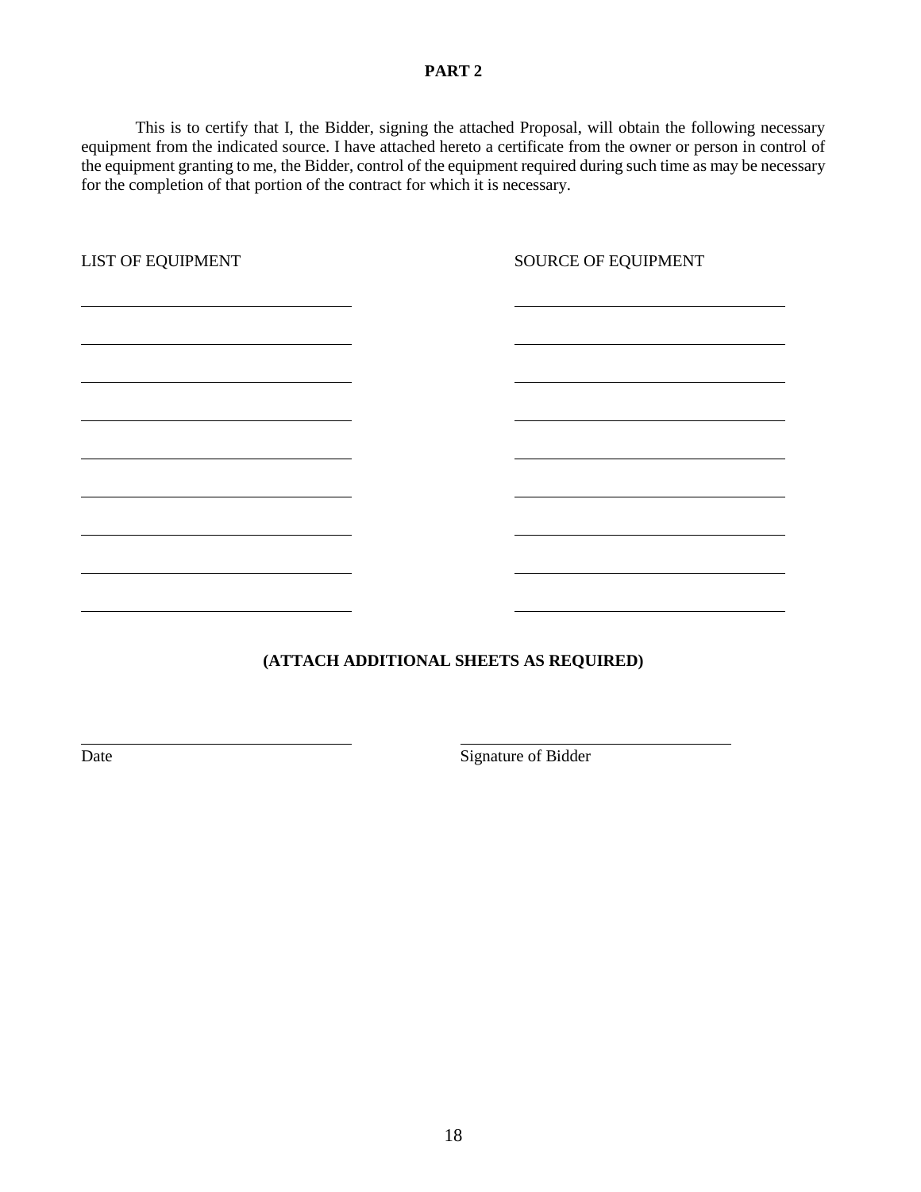**PART 2**

This is to certify that I, the Bidder, signing the attached Proposal, will obtain the following necessary equipment from the indicated source. I have attached hereto a certificate from the owner or person in control of the equipment granting to me, the Bidder, control of the equipment required during such time as may be necessary for the completion of that portion of the contract for which it is necessary.

| LIST OF EQUIPMENT | SOURCE OF EQUIPMENT |
|---|---|
| | |
| | |
| | |
| | |
| | |
| | |
| | |
| | |
| | |

**(ATTACH ADDITIONAL SHEETS AS REQUIRED)**

\_\_\_\_\_\_\_\_\_\_\_\_\_\_\_\_\_\_\_\_\_\_\_\_\_\_\_\_\_\_\_\_\_\_ \_\_\_\_\_\_\_\_\_\_\_\_\_\_\_\_\_\_\_\_\_\_\_\_\_\_\_\_\_\_\_\_\_\_

Date Signature of Bidder